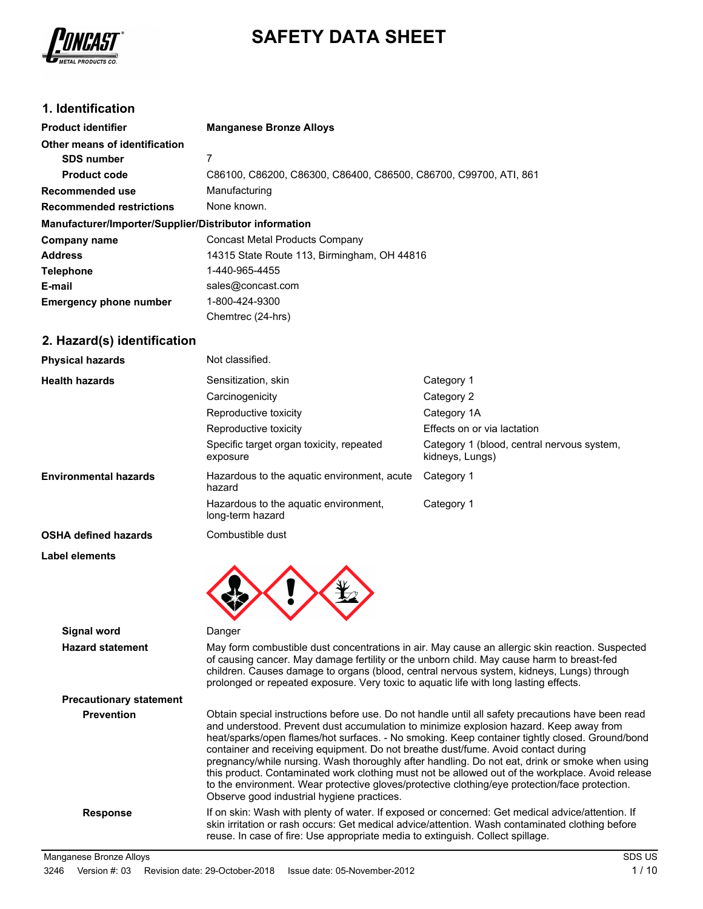# SAFETY DATA SHEET

## 1. Identification

| | |
|---|---|
| **Product identifier** | **Manganese Bronze Alloys** |
| **Other means of identification** | |
| **SDS number** | 7 |
| **Product code** | C86100, C86200, C86300, C86400, C86500, C86700, C99700, ATI, 861 |
| **Recommended use** | Manufacturing |
| **Recommended restrictions** | None known. |

**Manufacturer/Importer/Supplier/Distributor information**

| | |
|---|---|
| **Company name** | Concast Metal Products Company |
| **Address** | 14315 State Route 113, Birmingham, OH 44816 |
| **Telephone** | 1-440-965-4455 |
| **E-mail** | sales@concast.com |
| **Emergency phone number** | 1-800-424-9300<br>Chemtrec (24-hrs) |

## 2. Hazard(s) identification

| | | |
|---|---|---|
| **Physical hazards** | Not classified. | |
| **Health hazards** | Sensitization, skin | Category 1 |
| | Carcinogenicity | Category 2 |
| | Reproductive toxicity | Category 1A |
| | Reproductive toxicity | Effects on or via lactation |
| | Specific target organ toxicity, repeated exposure | Category 1 (blood, central nervous system, kidneys, Lungs) |
| **Environmental hazards** | Hazardous to the aquatic environment, acute hazard | Category 1 |
| | Hazardous to the aquatic environment, long-term hazard | Category 1 |
| **OSHA defined hazards** | Combustible dust | |

**Label elements**

**Signal word** Danger

**Hazard statement** May form combustible dust concentrations in air. May cause an allergic skin reaction. Suspected of causing cancer. May damage fertility or the unborn child. May cause harm to breast-fed children. Causes damage to organs (blood, central nervous system, kidneys, Lungs) through prolonged or repeated exposure. Very toxic to aquatic life with long lasting effects.

**Precautionary statement**

**Prevention** Obtain special instructions before use. Do not handle until all safety precautions have been read and understood. Prevent dust accumulation to minimize explosion hazard. Keep away from heat/sparks/open flames/hot surfaces. - No smoking. Keep container tightly closed. Ground/bond container and receiving equipment. Do not breathe dust/fume. Avoid contact during pregnancy/while nursing. Wash thoroughly after handling. Do not eat, drink or smoke when using this product. Contaminated work clothing must not be allowed out of the workplace. Avoid release to the environment. Wear protective gloves/protective clothing/eye protection/face protection. Observe good industrial hygiene practices.

**Response** If on skin: Wash with plenty of water. If exposed or concerned: Get medical advice/attention. If skin irritation or rash occurs: Get medical advice/attention. Wash contaminated clothing before reuse. In case of fire: Use appropriate media to extinguish. Collect spillage.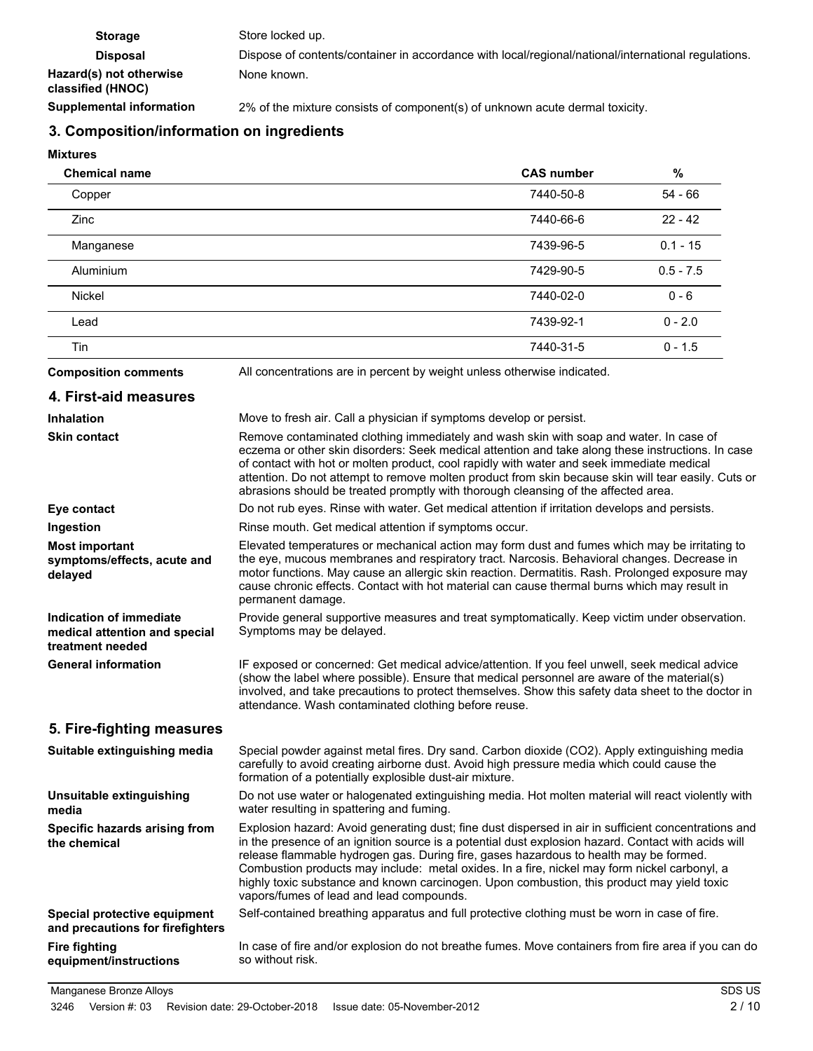**Storage** Store locked up.

**Disposal** Dispose of contents/container in accordance with local/regional/national/international regulations.

**Hazard(s) not otherwise classified (HNOC)** None known.

**Supplemental information** 2% of the mixture consists of component(s) of unknown acute dermal toxicity.

## 3. Composition/information on ingredients

**Mixtures**

| Chemical name | CAS number | % |
|---|---|---|
| Copper | 7440-50-8 | 54 - 66 |
| Zinc | 7440-66-6 | 22 - 42 |
| Manganese | 7439-96-5 | 0.1 - 15 |
| Aluminium | 7429-90-5 | 0.5 - 7.5 |
| Nickel | 7440-02-0 | 0 - 6 |
| Lead | 7439-92-1 | 0 - 2.0 |
| Tin | 7440-31-5 | 0 - 1.5 |

**Composition comments** All concentrations are in percent by weight unless otherwise indicated.

## 4. First-aid measures

**Inhalation** Move to fresh air. Call a physician if symptoms develop or persist.

**Skin contact** Remove contaminated clothing immediately and wash skin with soap and water. In case of eczema or other skin disorders: Seek medical attention and take along these instructions. In case of contact with hot or molten product, cool rapidly with water and seek immediate medical attention. Do not attempt to remove molten product from skin because skin will tear easily. Cuts or abrasions should be treated promptly with thorough cleansing of the affected area.

**Eye contact** Do not rub eyes. Rinse with water. Get medical attention if irritation develops and persists.

**Ingestion** Rinse mouth. Get medical attention if symptoms occur.

**Most important symptoms/effects, acute and delayed** Elevated temperatures or mechanical action may form dust and fumes which may be irritating to the eye, mucous membranes and respiratory tract. Narcosis. Behavioral changes. Decrease in motor functions. May cause an allergic skin reaction. Dermatitis. Rash. Prolonged exposure may cause chronic effects. Contact with hot material can cause thermal burns which may result in permanent damage.

**Indication of immediate medical attention and special treatment needed** Provide general supportive measures and treat symptomatically. Keep victim under observation. Symptoms may be delayed.

**General information** IF exposed or concerned: Get medical advice/attention. If you feel unwell, seek medical advice (show the label where possible). Ensure that medical personnel are aware of the material(s) involved, and take precautions to protect themselves. Show this safety data sheet to the doctor in attendance. Wash contaminated clothing before reuse.

## 5. Fire-fighting measures

**Suitable extinguishing media** Special powder against metal fires. Dry sand. Carbon dioxide ($CO_2$). Apply extinguishing media carefully to avoid creating airborne dust. Avoid high pressure media which could cause the formation of a potentially explosible dust-air mixture.

**Unsuitable extinguishing media** Do not use water or halogenated extinguishing media. Hot molten material will react violently with water resulting in spattering and fuming.

**Specific hazards arising from the chemical** Explosion hazard: Avoid generating dust; fine dust dispersed in air in sufficient concentrations and in the presence of an ignition source is a potential dust explosion hazard. Contact with acids will release flammable hydrogen gas. During fire, gases hazardous to health may be formed. Combustion products may include: metal oxides. In a fire, nickel may form nickel carbonyl, a highly toxic substance and known carcinogen. Upon combustion, this product may yield toxic vapors/fumes of lead and lead compounds.

**Special protective equipment and precautions for firefighters** Self-contained breathing apparatus and full protective clothing must be worn in case of fire.

**Fire fighting equipment/instructions** In case of fire and/or explosion do not breathe fumes. Move containers from fire area if you can do so without risk.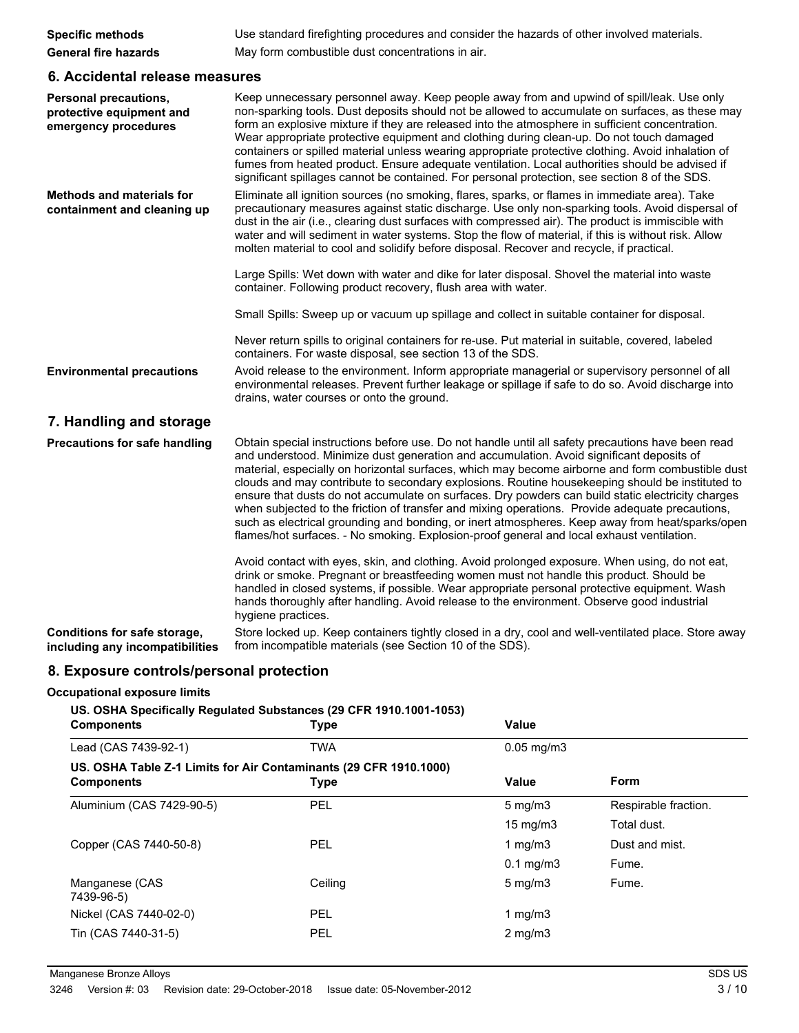| | |
|---|---|
| **Specific methods** | Use standard firefighting procedures and consider the hazards of other involved materials. |
| **General fire hazards** | May form combustible dust concentrations in air. |

## 6. Accidental release measures

**Personal precautions, protective equipment and emergency procedures**

Keep unnecessary personnel away. Keep people away from and upwind of spill/leak. Use only non-sparking tools. Dust deposits should not be allowed to accumulate on surfaces, as these may form an explosive mixture if they are released into the atmosphere in sufficient concentration. Wear appropriate protective equipment and clothing during clean-up. Do not touch damaged containers or spilled material unless wearing appropriate protective clothing. Avoid inhalation of fumes from heated product. Ensure adequate ventilation. Local authorities should be advised if significant spillages cannot be contained. For personal protection, see section 8 of the SDS.

**Methods and materials for containment and cleaning up**

Eliminate all ignition sources (no smoking, flares, sparks, or flames in immediate area). Take precautionary measures against static discharge. Use only non-sparking tools. Avoid dispersal of dust in the air (i.e., clearing dust surfaces with compressed air). The product is immiscible with water and will sediment in water systems. Stop the flow of material, if this is without risk. Allow molten material to cool and solidify before disposal. Recover and recycle, if practical.

Large Spills: Wet down with water and dike for later disposal. Shovel the material into waste container. Following product recovery, flush area with water.

Small Spills: Sweep up or vacuum up spillage and collect in suitable container for disposal.

Never return spills to original containers for re-use. Put material in suitable, covered, labeled containers. For waste disposal, see section 13 of the SDS.

**Environmental precautions**

Avoid release to the environment. Inform appropriate managerial or supervisory personnel of all environmental releases. Prevent further leakage or spillage if safe to do so. Avoid discharge into drains, water courses or onto the ground.

## 7. Handling and storage

**Precautions for safe handling**

Obtain special instructions before use. Do not handle until all safety precautions have been read and understood. Minimize dust generation and accumulation. Avoid significant deposits of material, especially on horizontal surfaces, which may become airborne and form combustible dust clouds and may contribute to secondary explosions. Routine housekeeping should be instituted to ensure that dusts do not accumulate on surfaces. Dry powders can build static electricity charges when subjected to the friction of transfer and mixing operations. Provide adequate precautions, such as electrical grounding and bonding, or inert atmospheres. Keep away from heat/sparks/open flames/hot surfaces. - No smoking. Explosion-proof general and local exhaust ventilation.

Avoid contact with eyes, skin, and clothing. Avoid prolonged exposure. When using, do not eat, drink or smoke. Pregnant or breastfeeding women must not handle this product. Should be handled in closed systems, if possible. Wear appropriate personal protective equipment. Wash hands thoroughly after handling. Avoid release to the environment. Observe good industrial hygiene practices.

**Conditions for safe storage, including any incompatibilities**

Store locked up. Keep containers tightly closed in a dry, cool and well-ventilated place. Store away from incompatible materials (see Section 10 of the SDS).

## 8. Exposure controls/personal protection

### Occupational exposure limits

**US. OSHA Specifically Regulated Substances (29 CFR 1910.1001-1053)**

| Components | Type | Value |
|---|---|---|
| Lead (CAS 7439-92-1) | TWA | 0.05 mg/m3 |

**US. OSHA Table Z-1 Limits for Air Contaminants (29 CFR 1910.1000)**

| Components | Type | Value | Form |
|---|---|---|---|
| Aluminium (CAS 7429-90-5) | PEL | 5 mg/m3 | Respirable fraction. |
| | | 15 mg/m3 | Total dust. |
| Copper (CAS 7440-50-8) | PEL | 1 mg/m3 | Dust and mist. |
| | | 0.1 mg/m3 | Fume. |
| Manganese (CAS 7439-96-5) | Ceiling | 5 mg/m3 | Fume. |
| Nickel (CAS 7440-02-0) | PEL | 1 mg/m3 | |
| Tin (CAS 7440-31-5) | PEL | 2 mg/m3 | |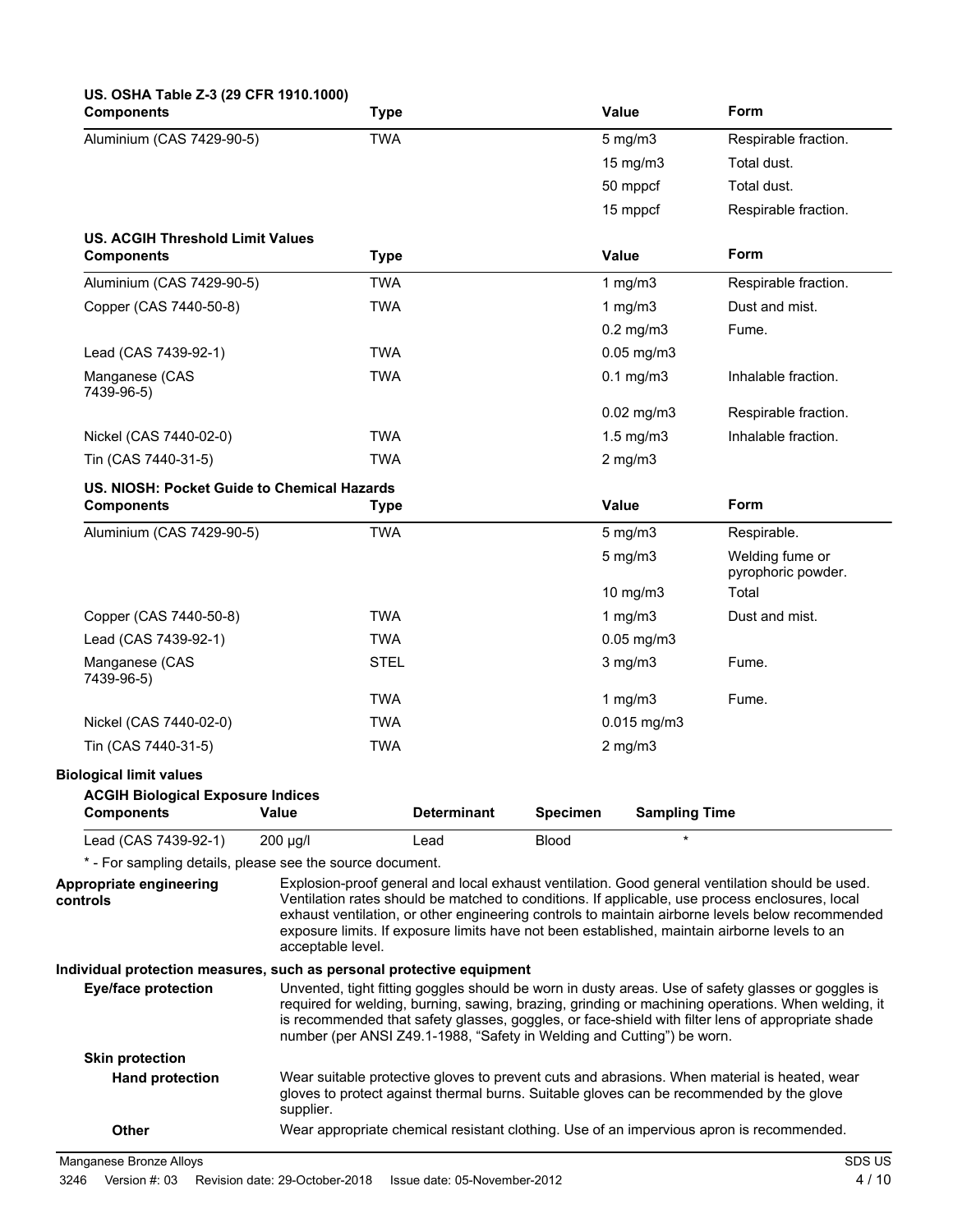**US. OSHA Table Z-3 (29 CFR 1910.1000)**

| Components | Type | Value | Form |
|---|---|---|---|
| Aluminium (CAS 7429-90-5) | TWA | 5 mg/m3 | Respirable fraction. |
| | | 15 mg/m3 | Total dust. |
| | | 50 mppcf | Total dust. |
| | | 15 mppcf | Respirable fraction. |

**US. ACGIH Threshold Limit Values**

| Components | Type | Value | Form |
|---|---|---|---|
| Aluminium (CAS 7429-90-5) | TWA | 1 mg/m3 | Respirable fraction. |
| Copper (CAS 7440-50-8) | TWA | 1 mg/m3 | Dust and mist. |
| | | 0.2 mg/m3 | Fume. |
| Lead (CAS 7439-92-1) | TWA | 0.05 mg/m3 | |
| Manganese (CAS 7439-96-5) | TWA | 0.1 mg/m3 | Inhalable fraction. |
| | | 0.02 mg/m3 | Respirable fraction. |
| Nickel (CAS 7440-02-0) | TWA | 1.5 mg/m3 | Inhalable fraction. |
| Tin (CAS 7440-31-5) | TWA | 2 mg/m3 | |

**US. NIOSH: Pocket Guide to Chemical Hazards**

| Components | Type | Value | Form |
|---|---|---|---|
| Aluminium (CAS 7429-90-5) | TWA | 5 mg/m3 | Respirable. |
| | | 5 mg/m3 | Welding fume or pyrophoric powder. |
| | | 10 mg/m3 | Total |
| Copper (CAS 7440-50-8) | TWA | 1 mg/m3 | Dust and mist. |
| Lead (CAS 7439-92-1) | TWA | 0.05 mg/m3 | |
| Manganese (CAS 7439-96-5) | STEL | 3 mg/m3 | Fume. |
| | TWA | 1 mg/m3 | Fume. |
| Nickel (CAS 7440-02-0) | TWA | 0.015 mg/m3 | |
| Tin (CAS 7440-31-5) | TWA | 2 mg/m3 | |

**Biological limit values**

**ACGIH Biological Exposure Indices**

| Components | Value | Determinant | Specimen | Sampling Time |
|---|---|---|---|---|
| Lead (CAS 7439-92-1) | 200 µg/l | Lead | Blood | * |

\* - For sampling details, please see the source document.

**Appropriate engineering controls**

Explosion-proof general and local exhaust ventilation. Good general ventilation should be used. Ventilation rates should be matched to conditions. If applicable, use process enclosures, local exhaust ventilation, or other engineering controls to maintain airborne levels below recommended exposure limits. If exposure limits have not been established, maintain airborne levels to an acceptable level.

**Individual protection measures, such as personal protective equipment**

**Eye/face protection**

Unvented, tight fitting goggles should be worn in dusty areas. Use of safety glasses or goggles is required for welding, burning, sawing, brazing, grinding or machining operations. When welding, it is recommended that safety glasses, goggles, or face-shield with filter lens of appropriate shade number (per ANSI Z49.1-1988, "Safety in Welding and Cutting") be worn.

**Skin protection**

**Hand protection**

Wear suitable protective gloves to prevent cuts and abrasions. When material is heated, wear gloves to protect against thermal burns. Suitable gloves can be recommended by the glove supplier.

**Other**

Wear appropriate chemical resistant clothing. Use of an impervious apron is recommended.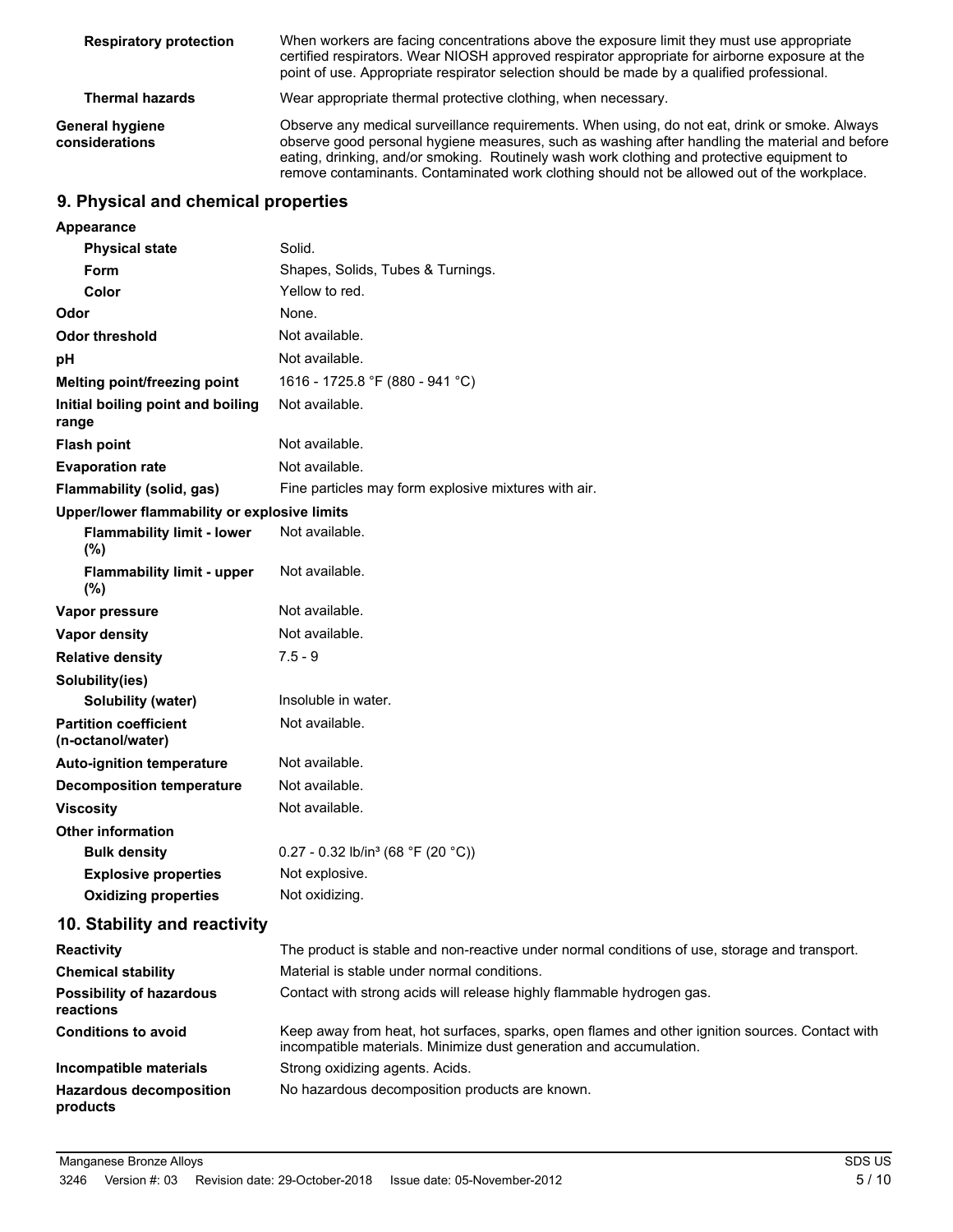| | |
|---|---|
| **Respiratory protection** | When workers are facing concentrations above the exposure limit they must use appropriate certified respirators. Wear NIOSH approved respirator appropriate for airborne exposure at the point of use. Appropriate respirator selection should be made by a qualified professional. |
| **Thermal hazards** | Wear appropriate thermal protective clothing, when necessary. |
| **General hygiene considerations** | Observe any medical surveillance requirements. When using, do not eat, drink or smoke. Always observe good personal hygiene measures, such as washing after handling the material and before eating, drinking, and/or smoking. Routinely wash work clothing and protective equipment to remove contaminants. Contaminated work clothing should not be allowed out of the workplace. |

## 9. Physical and chemical properties

| | |
|---|---|
| **Appearance** | |
| **Physical state** | Solid. |
| **Form** | Shapes, Solids, Tubes & Turnings. |
| **Color** | Yellow to red. |
| **Odor** | None. |
| **Odor threshold** | Not available. |
| **pH** | Not available. |
| **Melting point/freezing point** | 1616 - 1725.8 °F (880 - 941 °C) |
| **Initial boiling point and boiling range** | Not available. |
| **Flash point** | Not available. |
| **Evaporation rate** | Not available. |
| **Flammability (solid, gas)** | Fine particles may form explosive mixtures with air. |
| **Upper/lower flammability or explosive limits** | |
| **Flammability limit - lower (%)** | Not available. |
| **Flammability limit - upper (%)** | Not available. |
| **Vapor pressure** | Not available. |
| **Vapor density** | Not available. |
| **Relative density** | 7.5 - 9 |
| **Solubility(ies)** | |
| **Solubility (water)** | Insoluble in water. |
| **Partition coefficient (n-octanol/water)** | Not available. |
| **Auto-ignition temperature** | Not available. |
| **Decomposition temperature** | Not available. |
| **Viscosity** | Not available. |
| **Other information** | |
| **Bulk density** | 0.27 - 0.32 lb/in³ (68 °F (20 °C)) |
| **Explosive properties** | Not explosive. |
| **Oxidizing properties** | Not oxidizing. |

## 10. Stability and reactivity

| | |
|---|---|
| **Reactivity** | The product is stable and non-reactive under normal conditions of use, storage and transport. |
| **Chemical stability** | Material is stable under normal conditions. |
| **Possibility of hazardous reactions** | Contact with strong acids will release highly flammable hydrogen gas. |
| **Conditions to avoid** | Keep away from heat, hot surfaces, sparks, open flames and other ignition sources. Contact with incompatible materials. Minimize dust generation and accumulation. |
| **Incompatible materials** | Strong oxidizing agents. Acids. |
| **Hazardous decomposition products** | No hazardous decomposition products are known. |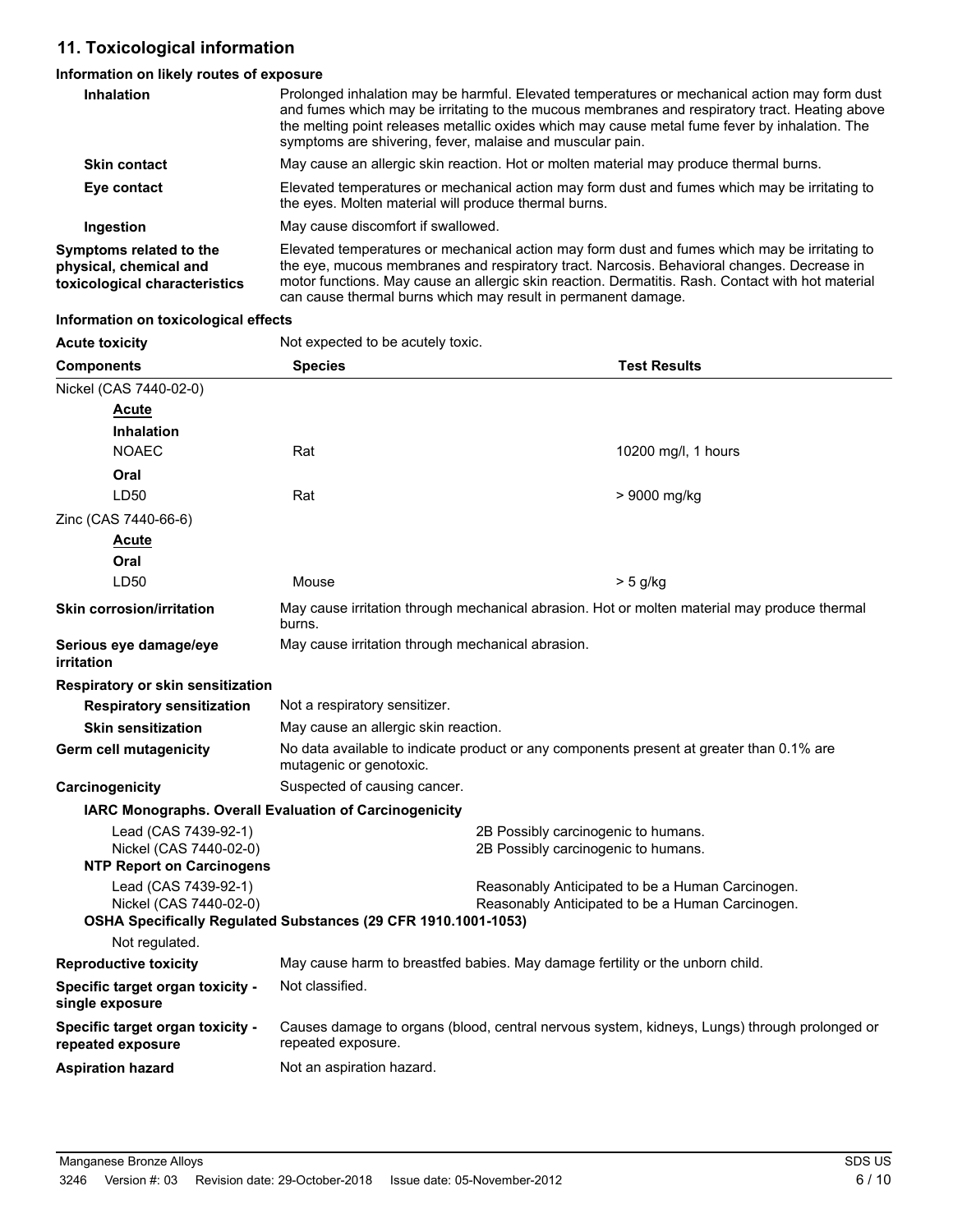## 11. Toxicological information

### Information on likely routes of exposure

| | |
|---|---|
| **Inhalation** | Prolonged inhalation may be harmful. Elevated temperatures or mechanical action may form dust and fumes which may be irritating to the mucous membranes and respiratory tract. Heating above the melting point releases metallic oxides which may cause metal fume fever by inhalation. The symptoms are shivering, fever, malaise and muscular pain. |
| **Skin contact** | May cause an allergic skin reaction. Hot or molten material may produce thermal burns. |
| **Eye contact** | Elevated temperatures or mechanical action may form dust and fumes which may be irritating to the eyes. Molten material will produce thermal burns. |
| **Ingestion** | May cause discomfort if swallowed. |
| **Symptoms related to the physical, chemical and toxicological characteristics** | Elevated temperatures or mechanical action may form dust and fumes which may be irritating to the eye, mucous membranes and respiratory tract. Narcosis. Behavioral changes. Decrease in motor functions. May cause an allergic skin reaction. Dermatitis. Rash. Contact with hot material can cause thermal burns which may result in permanent damage. |

### Information on toxicological effects

**Acute toxicity** Not expected to be acutely toxic.

| Components | Species | Test Results |
|---|---|---|
| Nickel (CAS 7440-02-0) | | |
| **Acute** | | |
| **Inhalation** | | |
| NOAEC | Rat | 10200 mg/l, 1 hours |
| **Oral** | | |
| LD50 | Rat | > 9000 mg/kg |
| Zinc (CAS 7440-66-6) | | |
| **Acute** | | |
| **Oral** | | |
| LD50 | Mouse | > 5 g/kg |

| | |
|---|---|
| **Skin corrosion/irritation** | May cause irritation through mechanical abrasion. Hot or molten material may produce thermal burns. |
| **Serious eye damage/eye irritation** | May cause irritation through mechanical abrasion. |

**Respiratory or skin sensitization**

| | |
|---|---|
| **Respiratory sensitization** | Not a respiratory sensitizer. |
| **Skin sensitization** | May cause an allergic skin reaction. |
| **Germ cell mutagenicity** | No data available to indicate product or any components present at greater than 0.1% are mutagenic or genotoxic. |
| **Carcinogenicity** | Suspected of causing cancer. |

**IARC Monographs. Overall Evaluation of Carcinogenicity**

| | |
|---|---|
| Lead (CAS 7439-92-1) | 2B Possibly carcinogenic to humans. |
| Nickel (CAS 7440-02-0) | 2B Possibly carcinogenic to humans. |

**NTP Report on Carcinogens**

| | |
|---|---|
| Lead (CAS 7439-92-1) | Reasonably Anticipated to be a Human Carcinogen. |
| Nickel (CAS 7440-02-0) | Reasonably Anticipated to be a Human Carcinogen. |

**OSHA Specifically Regulated Substances (29 CFR 1910.1001-1053)**

Not regulated.

| | |
|---|---|
| **Reproductive toxicity** | May cause harm to breastfed babies. May damage fertility or the unborn child. |
| **Specific target organ toxicity - single exposure** | Not classified. |
| **Specific target organ toxicity - repeated exposure** | Causes damage to organs (blood, central nervous system, kidneys, Lungs) through prolonged or repeated exposure. |
| **Aspiration hazard** | Not an aspiration hazard. |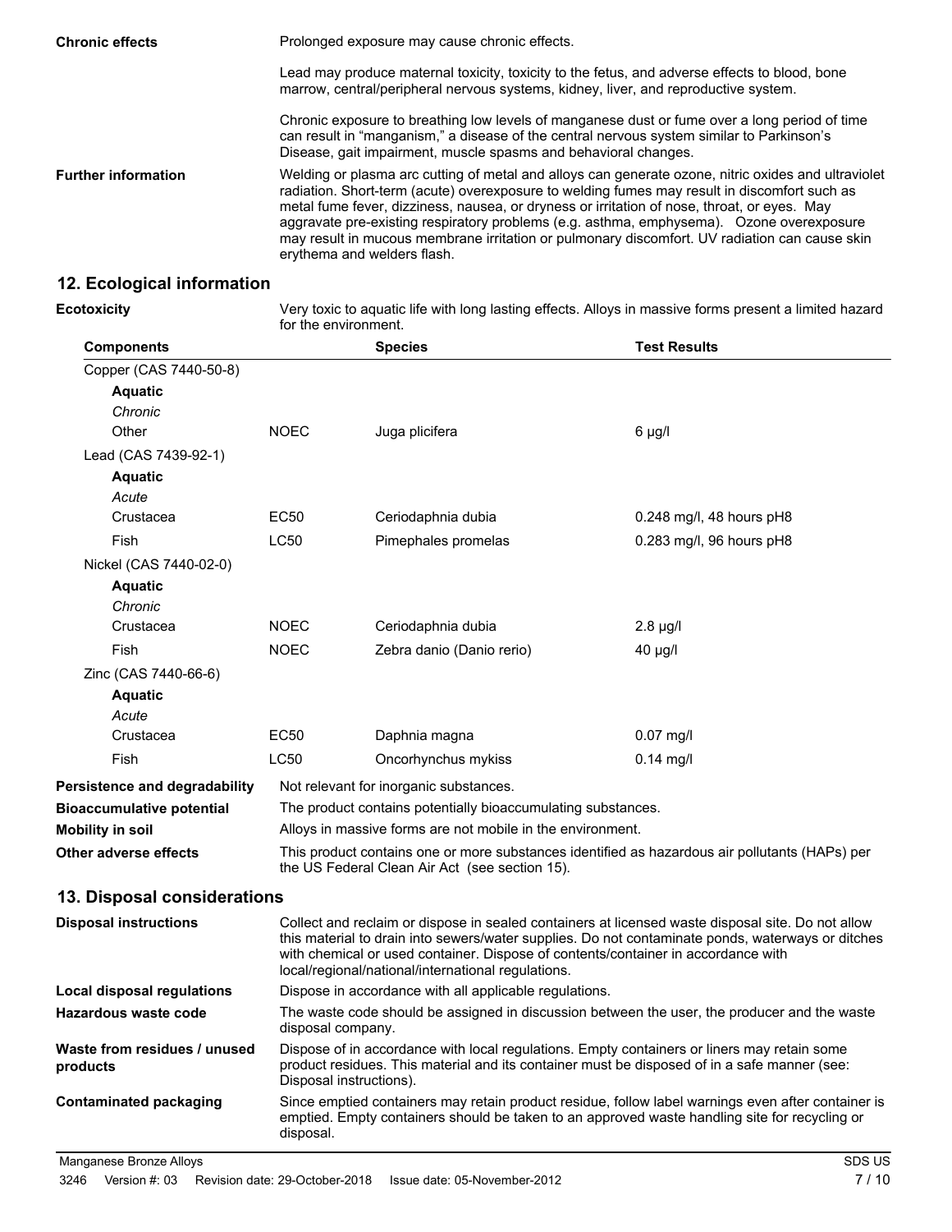**Chronic effects**

Prolonged exposure may cause chronic effects.

Lead may produce maternal toxicity, toxicity to the fetus, and adverse effects to blood, bone marrow, central/peripheral nervous systems, kidney, liver, and reproductive system.

Chronic exposure to breathing low levels of manganese dust or fume over a long period of time can result in "manganism," a disease of the central nervous system similar to Parkinson's Disease, gait impairment, muscle spasms and behavioral changes.

**Further information**

Welding or plasma arc cutting of metal and alloys can generate ozone, nitric oxides and ultraviolet radiation. Short-term (acute) overexposure to welding fumes may result in discomfort such as metal fume fever, dizziness, nausea, or dryness or irritation of nose, throat, or eyes. May aggravate pre-existing respiratory problems (e.g. asthma, emphysema). Ozone overexposure may result in mucous membrane irritation or pulmonary discomfort. UV radiation can cause skin erythema and welders flash.

## 12. Ecological information

**Ecotoxicity**

Very toxic to aquatic life with long lasting effects. Alloys in massive forms present a limited hazard for the environment.

| Components | | Species | Test Results |
| --- | --- | --- | --- |
| Copper (CAS 7440-50-8) | | | |
| **Aquatic** | | | |
| *Chronic* | | | |
| Other | NOEC | Juga plicifera | 6 µg/l |
| Lead (CAS 7439-92-1) | | | |
| **Aquatic** | | | |
| *Acute* | | | |
| Crustacea | EC50 | Ceriodaphnia dubia | 0.248 mg/l, 48 hours pH8 |
| Fish | LC50 | Pimephales promelas | 0.283 mg/l, 96 hours pH8 |
| Nickel (CAS 7440-02-0) | | | |
| **Aquatic** | | | |
| *Chronic* | | | |
| Crustacea | NOEC | Ceriodaphnia dubia | 2.8 µg/l |
| Fish | NOEC | Zebra danio (Danio rerio) | 40 µg/l |
| Zinc (CAS 7440-66-6) | | | |
| **Aquatic** | | | |
| *Acute* | | | |
| Crustacea | EC50 | Daphnia magna | 0.07 mg/l |
| Fish | LC50 | Oncorhynchus mykiss | 0.14 mg/l |

**Persistence and degradability**

Not relevant for inorganic substances.

**Bioaccumulative potential**

The product contains potentially bioaccumulating substances.

**Mobility in soil**

Alloys in massive forms are not mobile in the environment.

**Other adverse effects**

This product contains one or more substances identified as hazardous air pollutants (HAPs) per the US Federal Clean Air Act (see section 15).

## 13. Disposal considerations

**Disposal instructions**

Collect and reclaim or dispose in sealed containers at licensed waste disposal site. Do not allow this material to drain into sewers/water supplies. Do not contaminate ponds, waterways or ditches with chemical or used container. Dispose of contents/container in accordance with local/regional/national/international regulations.

**Local disposal regulations**

Dispose in accordance with all applicable regulations.

**Hazardous waste code**

The waste code should be assigned in discussion between the user, the producer and the waste disposal company.

**Waste from residues / unused products**

Dispose of in accordance with local regulations. Empty containers or liners may retain some product residues. This material and its container must be disposed of in a safe manner (see: Disposal instructions).

**Contaminated packaging**

Since emptied containers may retain product residue, follow label warnings even after container is emptied. Empty containers should be taken to an approved waste handling site for recycling or disposal.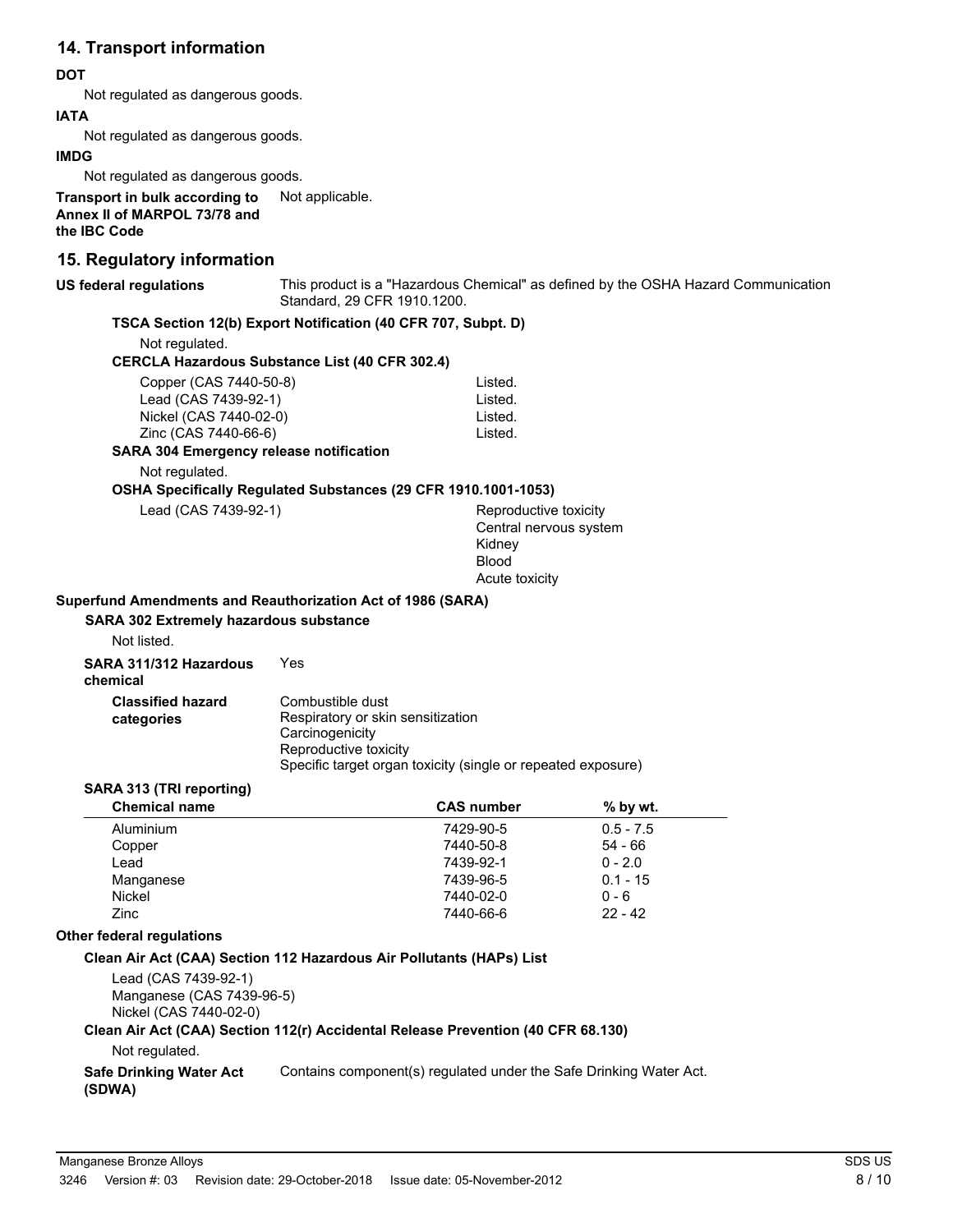## 14. Transport information

**DOT**

Not regulated as dangerous goods.

**IATA**

Not regulated as dangerous goods.

**IMDG**

Not regulated as dangerous goods.

**Transport in bulk according to Annex II of MARPOL 73/78 and the IBC Code** Not applicable.

## 15. Regulatory information

**US federal regulations** This product is a "Hazardous Chemical" as defined by the OSHA Hazard Communication Standard, 29 CFR 1910.1200.

**TSCA Section 12(b) Export Notification (40 CFR 707, Subpt. D)**

Not regulated.

**CERCLA Hazardous Substance List (40 CFR 302.4)**

| | |
|---|---|
| Copper (CAS 7440-50-8) | Listed. |
| Lead (CAS 7439-92-1) | Listed. |
| Nickel (CAS 7440-02-0) | Listed. |
| Zinc (CAS 7440-66-6) | Listed. |

**SARA 304 Emergency release notification**

Not regulated.

**OSHA Specifically Regulated Substances (29 CFR 1910.1001-1053)**

Lead (CAS 7439-92-1) Reproductive toxicity
Central nervous system
Kidney
Blood
Acute toxicity

**Superfund Amendments and Reauthorization Act of 1986 (SARA)**

**SARA 302 Extremely hazardous substance**

Not listed.

**SARA 311/312 Hazardous chemical** Yes

**Classified hazard categories**
Combustible dust
Respiratory or skin sensitization
Carcinogenicity
Reproductive toxicity
Specific target organ toxicity (single or repeated exposure)

**SARA 313 (TRI reporting)**

| Chemical name | CAS number | % by wt. |
|---|---|---|
| Aluminium | 7429-90-5 | 0.5 - 7.5 |
| Copper | 7440-50-8 | 54 - 66 |
| Lead | 7439-92-1 | 0 - 2.0 |
| Manganese | 7439-96-5 | 0.1 - 15 |
| Nickel | 7440-02-0 | 0 - 6 |
| Zinc | 7440-66-6 | 22 - 42 |

**Other federal regulations**

**Clean Air Act (CAA) Section 112 Hazardous Air Pollutants (HAPs) List**

Lead (CAS 7439-92-1)
Manganese (CAS 7439-96-5)
Nickel (CAS 7440-02-0)

**Clean Air Act (CAA) Section 112(r) Accidental Release Prevention (40 CFR 68.130)**

Not regulated.

**Safe Drinking Water Act (SDWA)** Contains component(s) regulated under the Safe Drinking Water Act.

Manganese Bronze Alloys
3246 Version #: 03 Revision date: 29-October-2018 Issue date: 05-November-2012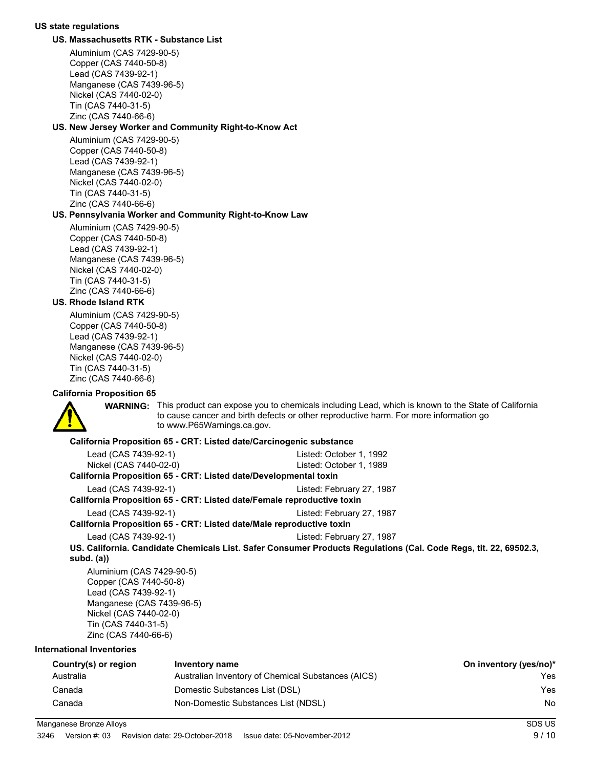**US state regulations**

**US. Massachusetts RTK - Substance List**

Aluminium (CAS 7429-90-5)
Copper (CAS 7440-50-8)
Lead (CAS 7439-92-1)
Manganese (CAS 7439-96-5)
Nickel (CAS 7440-02-0)
Tin (CAS 7440-31-5)
Zinc (CAS 7440-66-6)

**US. New Jersey Worker and Community Right-to-Know Act**

Aluminium (CAS 7429-90-5)
Copper (CAS 7440-50-8)
Lead (CAS 7439-92-1)
Manganese (CAS 7439-96-5)
Nickel (CAS 7440-02-0)
Tin (CAS 7440-31-5)
Zinc (CAS 7440-66-6)

**US. Pennsylvania Worker and Community Right-to-Know Law**

Aluminium (CAS 7429-90-5)
Copper (CAS 7440-50-8)
Lead (CAS 7439-92-1)
Manganese (CAS 7439-96-5)
Nickel (CAS 7440-02-0)
Tin (CAS 7440-31-5)
Zinc (CAS 7440-66-6)

**US. Rhode Island RTK**

Aluminium (CAS 7429-90-5)
Copper (CAS 7440-50-8)
Lead (CAS 7439-92-1)
Manganese (CAS 7439-96-5)
Nickel (CAS 7440-02-0)
Tin (CAS 7440-31-5)
Zinc (CAS 7440-66-6)

**California Proposition 65**

**WARNING:** This product can expose you to chemicals including Lead, which is known to the State of California to cause cancer and birth defects or other reproductive harm. For more information go to www.P65Warnings.ca.gov.

**California Proposition 65 - CRT: Listed date/Carcinogenic substance**

| | |
|---|---|
| Lead (CAS 7439-92-1) | Listed: October 1, 1992 |
| Nickel (CAS 7440-02-0) | Listed: October 1, 1989 |

**California Proposition 65 - CRT: Listed date/Developmental toxin**

| | |
|---|---|
| Lead (CAS 7439-92-1) | Listed: February 27, 1987 |

**California Proposition 65 - CRT: Listed date/Female reproductive toxin**

| | |
|---|---|
| Lead (CAS 7439-92-1) | Listed: February 27, 1987 |

**California Proposition 65 - CRT: Listed date/Male reproductive toxin**

| | |
|---|---|
| Lead (CAS 7439-92-1) | Listed: February 27, 1987 |

**US. California. Candidate Chemicals List. Safer Consumer Products Regulations (Cal. Code Regs, tit. 22, 69502.3, subd. (a))**

Aluminium (CAS 7429-90-5)
Copper (CAS 7440-50-8)
Lead (CAS 7439-92-1)
Manganese (CAS 7439-96-5)
Nickel (CAS 7440-02-0)
Tin (CAS 7440-31-5)
Zinc (CAS 7440-66-6)

**International Inventories**

| Country(s) or region | Inventory name | On inventory (yes/no)* |
|---|---|---|
| Australia | Australian Inventory of Chemical Substances (AICS) | Yes |
| Canada | Domestic Substances List (DSL) | Yes |
| Canada | Non-Domestic Substances List (NDSL) | No |

Manganese Bronze Alloys SDS US
3246 Version #: 03 Revision date: 29-October-2018 Issue date: 05-November-2012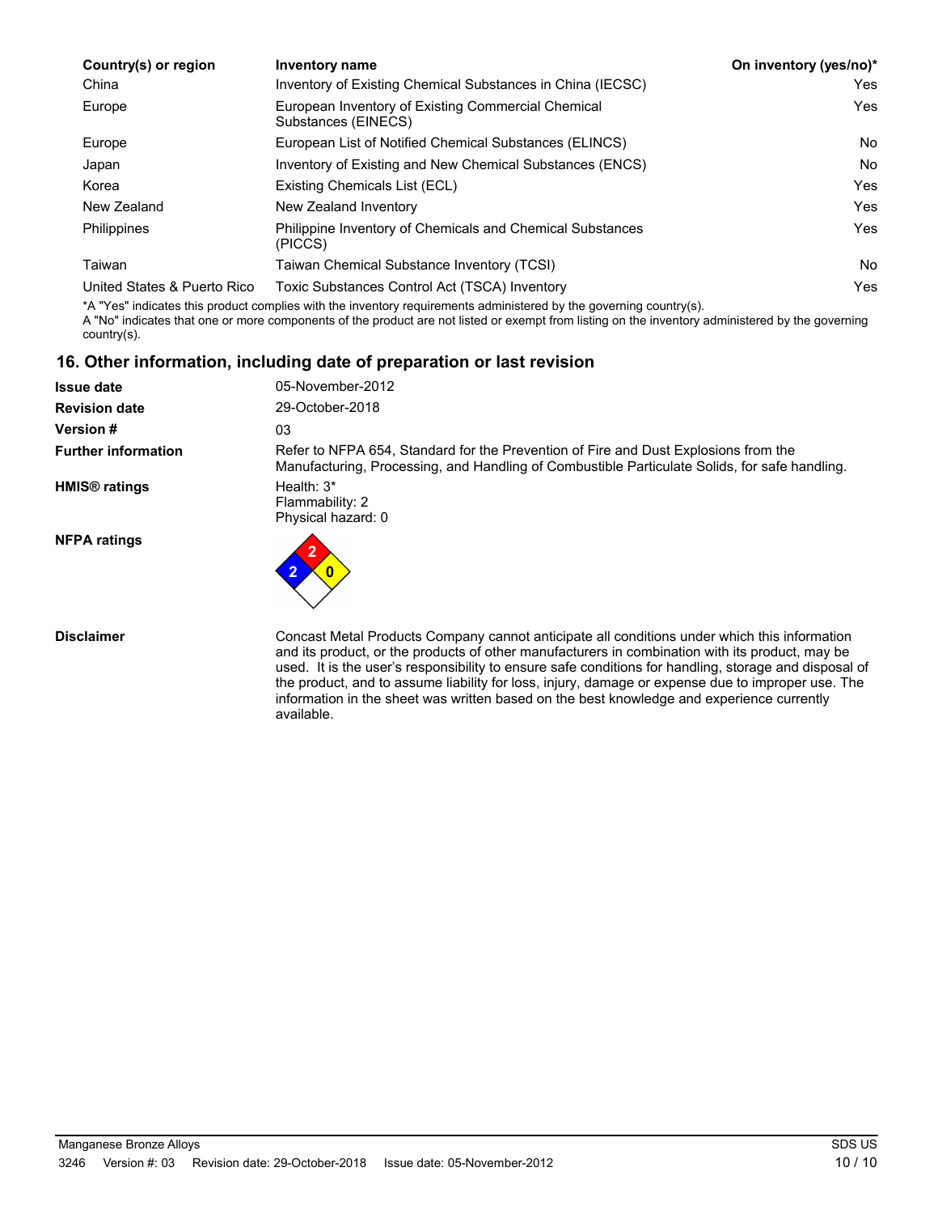| Country(s) or region | Inventory name | On inventory (yes/no)* |
|---|---|---|
| China | Inventory of Existing Chemical Substances in China (IECSC) | Yes |
| Europe | European Inventory of Existing Commercial Chemical Substances (EINECS) | Yes |
| Europe | European List of Notified Chemical Substances (ELINCS) | No |
| Japan | Inventory of Existing and New Chemical Substances (ENCS) | No |
| Korea | Existing Chemicals List (ECL) | Yes |
| New Zealand | New Zealand Inventory | Yes |
| Philippines | Philippine Inventory of Chemicals and Chemical Substances (PICCS) | Yes |
| Taiwan | Taiwan Chemical Substance Inventory (TCSI) | No |
| United States & Puerto Rico | Toxic Substances Control Act (TSCA) Inventory | Yes |

*A "Yes" indicates this product complies with the inventory requirements administered by the governing country(s).
A "No" indicates that one or more components of the product are not listed or exempt from listing on the inventory administered by the governing country(s).

## 16. Other information, including date of preparation or last revision

**Issue date** 05-November-2012

**Revision date** 29-October-2018

**Version #** 03

**Further information** Refer to NFPA 654, Standard for the Prevention of Fire and Dust Explosions from the Manufacturing, Processing, and Handling of Combustible Particulate Solids, for safe handling.

**HMIS® ratings**
Health: 3*
Flammability: 2
Physical hazard: 0

**NFPA ratings**
2
2
0

**Disclaimer** Concast Metal Products Company cannot anticipate all conditions under which this information and its product, or the products of other manufacturers in combination with its product, may be used. It is the user's responsibility to ensure safe conditions for handling, storage and disposal of the product, and to assume liability for loss, injury, damage or expense due to improper use. The information in the sheet was written based on the best knowledge and experience currently available.